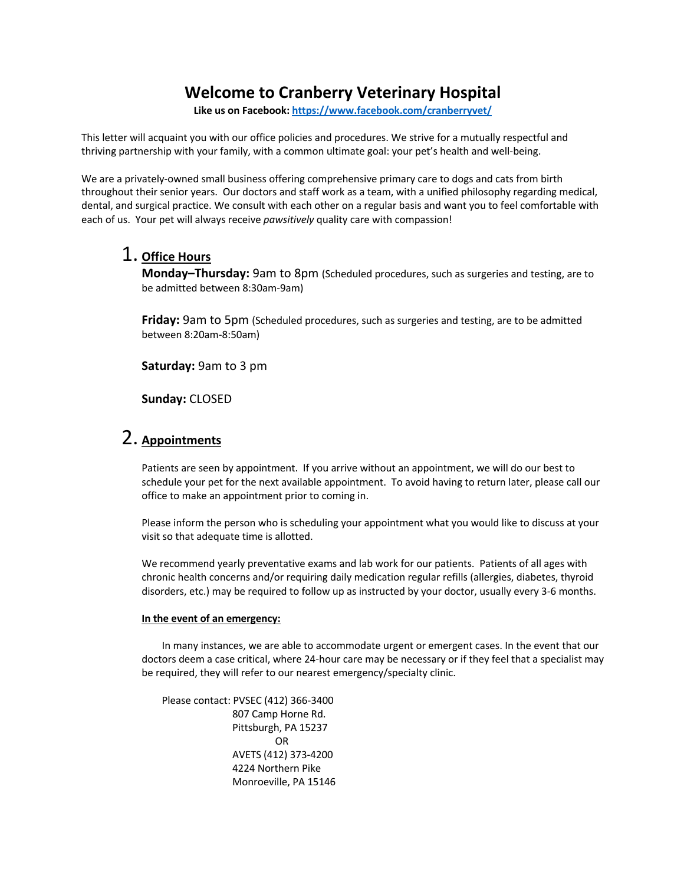# Welcome to Cranberry Veterinary Hospital

**Like us on Facebook: [https://www.facebook.com/cranberryvet/](https://www.facebook.com/cranberryvet/)**

This letter will acquaint you with our office policies and procedures. We strive for a mutually respectful and thriving partnership with your family, with a common ultimate goal: your pet's health and well-being.

We are a privately-owned small business offering comprehensive primary care to dogs and cats from birth throughout their senior years. Our doctors and staff work as a team, with a unified philosophy regarding medical, dental, and surgical practice. We consult with each other on a regular basis and want you to feel comfortable with each of us. Your pet will always receive *pawsitively* quality care with compassion!

## 1. Office Hours

**Monday–Thursday:** 9am to 8pm (Scheduled procedures, such as surgeries and testing, are to be admitted between 8:30am-9am)

**Friday:** 9am to 5pm (Scheduled procedures, such as surgeries and testing, are to be admitted between 8:20am-8:50am)

**Saturday:** 9am to 3 pm

**Sunday:** CLOSED

## 2. Appointments

Patients are seen by appointment. If you arrive without an appointment, we will do our best to schedule your pet for the next available appointment. To avoid having to return later, please call our office to make an appointment prior to coming in.

Please inform the person who is scheduling your appointment what you would like to discuss at your visit so that adequate time is allotted.

We recommend yearly preventative exams and lab work for our patients. Patients of all ages with chronic health concerns and/or requiring daily medication regular refills (allergies, diabetes, thyroid disorders, etc.) may be required to follow up as instructed by your doctor, usually every 3-6 months.

**In the event of an emergency:**

In many instances, we are able to accommodate urgent or emergent cases. In the event that our doctors deem a case critical, where 24-hour care may be necessary or if they feel that a specialist may be required, they will refer to our nearest emergency/specialty clinic.

Please contact: PVSEC (412) 366-3400
807 Camp Horne Rd.
Pittsburgh, PA 15237

OR

AVETS (412) 373-4200
4224 Northern Pike
Monroeville, PA 15146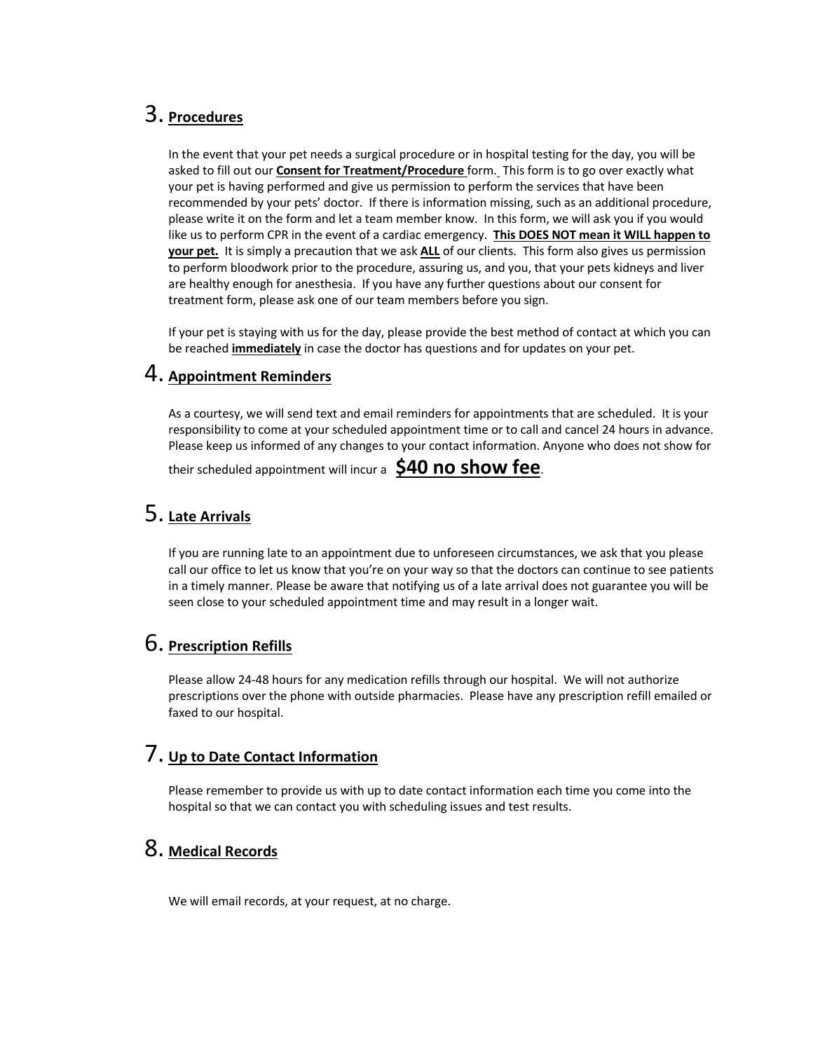## 3. **Procedures**

In the event that your pet needs a surgical procedure or in hospital testing for the day, you will be asked to fill out our **Consent for Treatment/Procedure** form. This form is to go over exactly what your pet is having performed and give us permission to perform the services that have been recommended by your pets' doctor. If there is information missing, such as an additional procedure, please write it on the form and let a team member know. In this form, we will ask you if you would like us to perform CPR in the event of a cardiac emergency. **This DOES NOT mean it WILL happen to your pet.** It is simply a precaution that we ask **ALL** of our clients. This form also gives us permission to perform bloodwork prior to the procedure, assuring us, and you, that your pets kidneys and liver are healthy enough for anesthesia. If you have any further questions about our consent for treatment form, please ask one of our team members before you sign.

If your pet is staying with us for the day, please provide the best method of contact at which you can be reached **immediately** in case the doctor has questions and for updates on your pet.

## 4. **Appointment Reminders**

As a courtesy, we will send text and email reminders for appointments that are scheduled. It is your responsibility to come at your scheduled appointment time or to call and cancel 24 hours in advance. Please keep us informed of any changes to your contact information. Anyone who does not show for their scheduled appointment will incur a **$40 no show fee**.

## 5. **Late Arrivals**

If you are running late to an appointment due to unforeseen circumstances, we ask that you please call our office to let us know that you're on your way so that the doctors can continue to see patients in a timely manner. Please be aware that notifying us of a late arrival does not guarantee you will be seen close to your scheduled appointment time and may result in a longer wait.

## 6. **Prescription Refills**

Please allow 24-48 hours for any medication refills through our hospital. We will not authorize prescriptions over the phone with outside pharmacies. Please have any prescription refill emailed or faxed to our hospital.

## 7. **Up to Date Contact Information**

Please remember to provide us with up to date contact information each time you come into the hospital so that we can contact you with scheduling issues and test results.

## 8. **Medical Records**

We will email records, at your request, at no charge.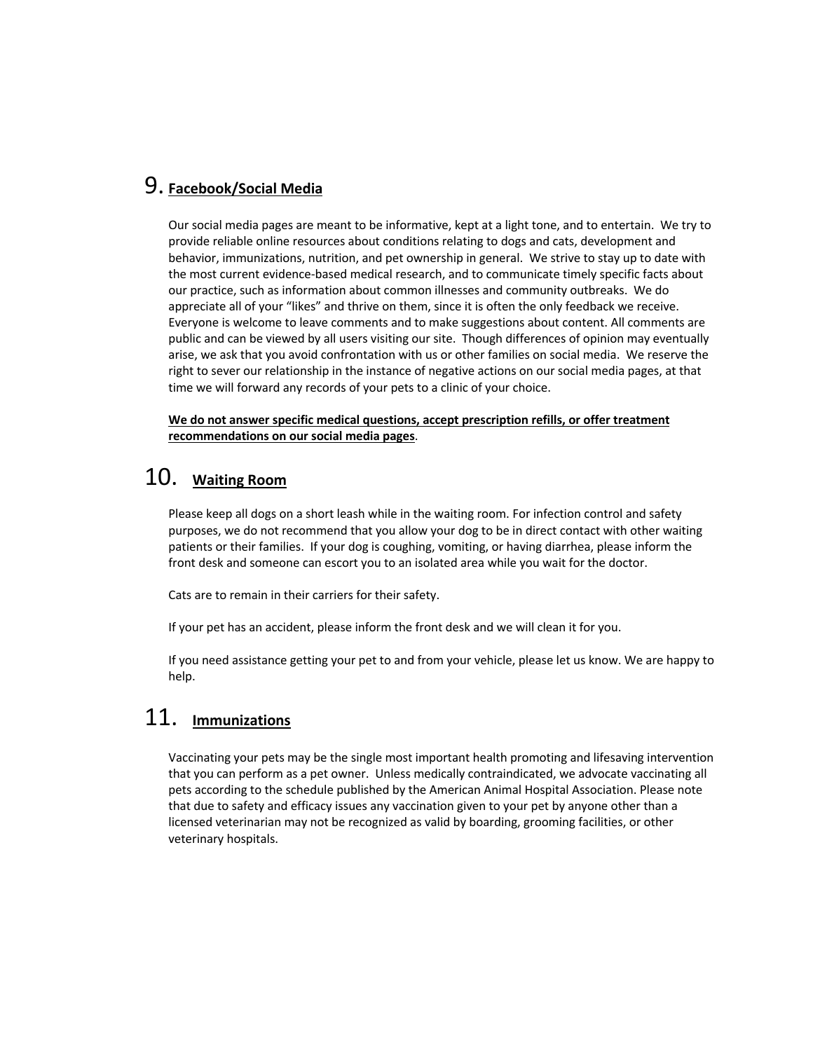## 9. Facebook/Social Media

Our social media pages are meant to be informative, kept at a light tone, and to entertain. We try to provide reliable online resources about conditions relating to dogs and cats, development and behavior, immunizations, nutrition, and pet ownership in general. We strive to stay up to date with the most current evidence-based medical research, and to communicate timely specific facts about our practice, such as information about common illnesses and community outbreaks. We do appreciate all of your "likes" and thrive on them, since it is often the only feedback we receive. Everyone is welcome to leave comments and to make suggestions about content. All comments are public and can be viewed by all users visiting our site. Though differences of opinion may eventually arise, we ask that you avoid confrontation with us or other families on social media. We reserve the right to sever our relationship in the instance of negative actions on our social media pages, at that time we will forward any records of your pets to a clinic of your choice.

**We do not answer specific medical questions, accept prescription refills, or offer treatment recommendations on our social media pages**.

## 10. Waiting Room

Please keep all dogs on a short leash while in the waiting room. For infection control and safety purposes, we do not recommend that you allow your dog to be in direct contact with other waiting patients or their families. If your dog is coughing, vomiting, or having diarrhea, please inform the front desk and someone can escort you to an isolated area while you wait for the doctor.

Cats are to remain in their carriers for their safety.

If your pet has an accident, please inform the front desk and we will clean it for you.

If you need assistance getting your pet to and from your vehicle, please let us know. We are happy to help.

## 11. Immunizations

Vaccinating your pets may be the single most important health promoting and lifesaving intervention that you can perform as a pet owner. Unless medically contraindicated, we advocate vaccinating all pets according to the schedule published by the American Animal Hospital Association. Please note that due to safety and efficacy issues any vaccination given to your pet by anyone other than a licensed veterinarian may not be recognized as valid by boarding, grooming facilities, or other veterinary hospitals.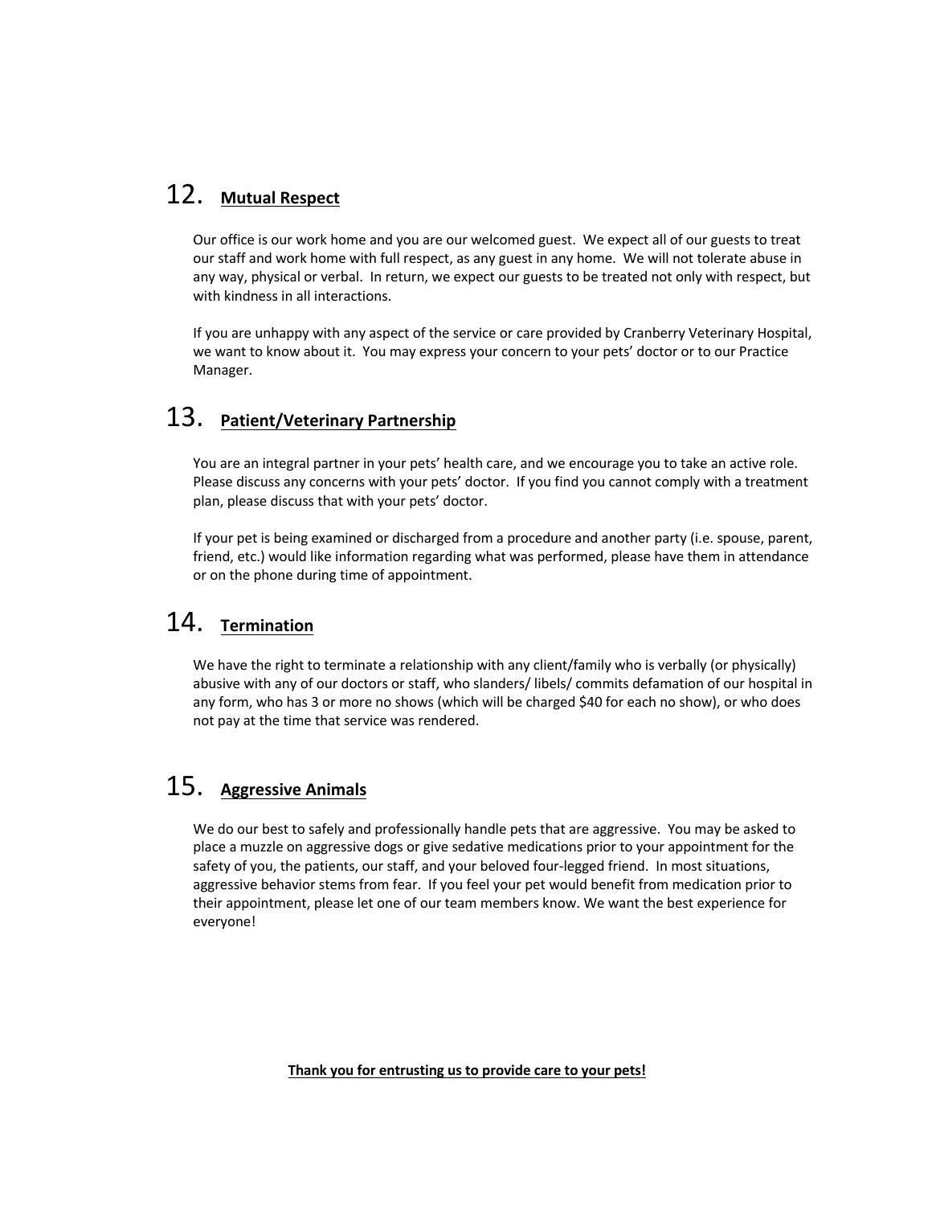## 12. Mutual Respect

Our office is our work home and you are our welcomed guest. We expect all of our guests to treat our staff and work home with full respect, as any guest in any home. We will not tolerate abuse in any way, physical or verbal. In return, we expect our guests to be treated not only with respect, but with kindness in all interactions.

If you are unhappy with any aspect of the service or care provided by Cranberry Veterinary Hospital, we want to know about it. You may express your concern to your pets' doctor or to our Practice Manager.

## 13. Patient/Veterinary Partnership

You are an integral partner in your pets' health care, and we encourage you to take an active role. Please discuss any concerns with your pets' doctor. If you find you cannot comply with a treatment plan, please discuss that with your pets' doctor.

If your pet is being examined or discharged from a procedure and another party (i.e. spouse, parent, friend, etc.) would like information regarding what was performed, please have them in attendance or on the phone during time of appointment.

## 14. Termination

We have the right to terminate a relationship with any client/family who is verbally (or physically) abusive with any of our doctors or staff, who slanders/ libels/ commits defamation of our hospital in any form, who has 3 or more no shows (which will be charged $40 for each no show), or who does not pay at the time that service was rendered.

## 15. Aggressive Animals

We do our best to safely and professionally handle pets that are aggressive. You may be asked to place a muzzle on aggressive dogs or give sedative medications prior to your appointment for the safety of you, the patients, our staff, and your beloved four-legged friend. In most situations, aggressive behavior stems from fear. If you feel your pet would benefit from medication prior to their appointment, please let one of our team members know. We want the best experience for everyone!

**Thank you for entrusting us to provide care to your pets!**